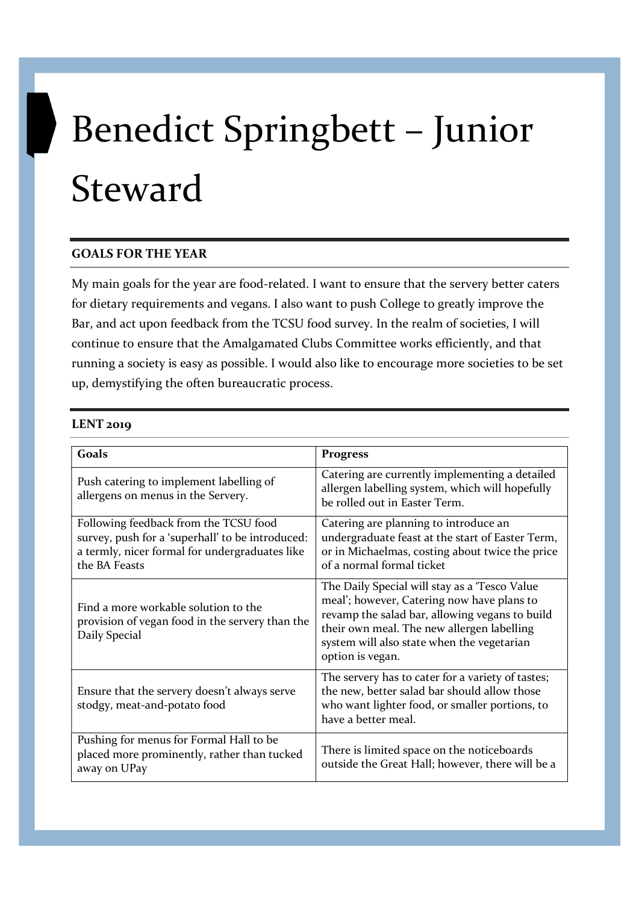# Benedict Springbett – Junior Steward

## GOALS FOR THE YEAR

My main goals for the year are food-related. I want to ensure that the servery better caters for dietary requirements and vegans. I also want to push College to greatly improve the Bar, and act upon feedback from the TCSU food survey. In the realm of societies, I will continue to ensure that the Amalgamated Clubs Committee works efficiently, and that running a society is easy as possible. I would also like to encourage more societies to be set up, demystifying the often bureaucratic process.

## LENT 2019

| Goals | Progress |
|---|---|
| Push catering to implement labelling of allergens on menus in the Servery. | Catering are currently implementing a detailed allergen labelling system, which will hopefully be rolled out in Easter Term. |
| Following feedback from the TCSU food survey, push for a 'superhall' to be introduced: a termly, nicer formal for undergraduates like the BA Feasts | Catering are planning to introduce an undergraduate feast at the start of Easter Term, or in Michaelmas, costing about twice the price of a normal formal ticket |
| Find a more workable solution to the provision of vegan food in the servery than the Daily Special | The Daily Special will stay as a 'Tesco Value meal'; however, Catering now have plans to revamp the salad bar, allowing vegans to build their own meal. The new allergen labelling system will also state when the vegetarian option is vegan. |
| Ensure that the servery doesn't always serve stodgy, meat-and-potato food | The servery has to cater for a variety of tastes; the new, better salad bar should allow those who want lighter food, or smaller portions, to have a better meal. |
| Pushing for menus for Formal Hall to be placed more prominently, rather than tucked away on UPay | There is limited space on the noticeboards outside the Great Hall; however, there will be a |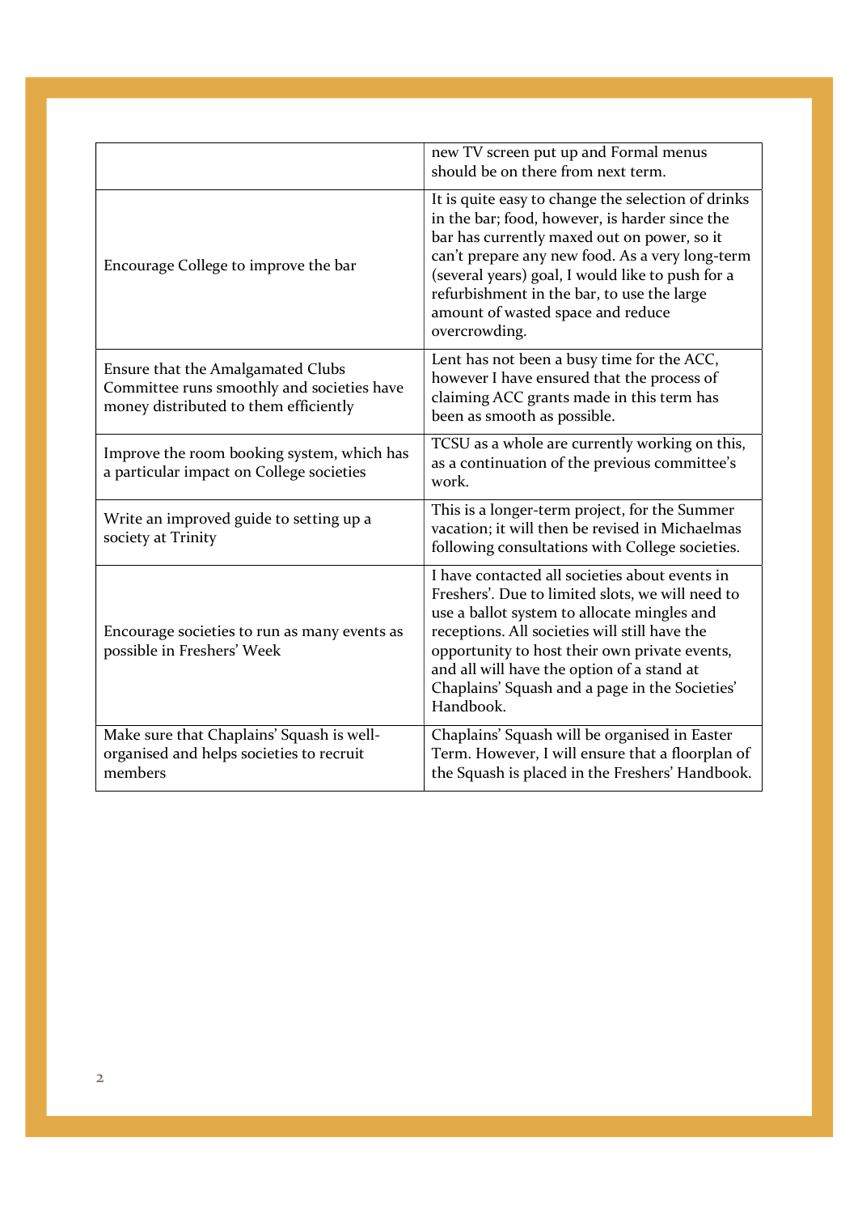| | |
|---|---|
| | new TV screen put up and Formal menus should be on there from next term. |
| Encourage College to improve the bar | It is quite easy to change the selection of drinks in the bar; food, however, is harder since the bar has currently maxed out on power, so it can't prepare any new food. As a very long-term (several years) goal, I would like to push for a refurbishment in the bar, to use the large amount of wasted space and reduce overcrowding. |
| Ensure that the Amalgamated Clubs Committee runs smoothly and societies have money distributed to them efficiently | Lent has not been a busy time for the ACC, however I have ensured that the process of claiming ACC grants made in this term has been as smooth as possible. |
| Improve the room booking system, which has a particular impact on College societies | TCSU as a whole are currently working on this, as a continuation of the previous committee's work. |
| Write an improved guide to setting up a society at Trinity | This is a longer-term project, for the Summer vacation; it will then be revised in Michaelmas following consultations with College societies. |
| Encourage societies to run as many events as possible in Freshers' Week | I have contacted all societies about events in Freshers'. Due to limited slots, we will need to use a ballot system to allocate mingles and receptions. All societies will still have the opportunity to host their own private events, and all will have the option of a stand at Chaplains' Squash and a page in the Societies' Handbook. |
| Make sure that Chaplains' Squash is well-organised and helps societies to recruit members | Chaplains' Squash will be organised in Easter Term. However, I will ensure that a floorplan of the Squash is placed in the Freshers' Handbook. |